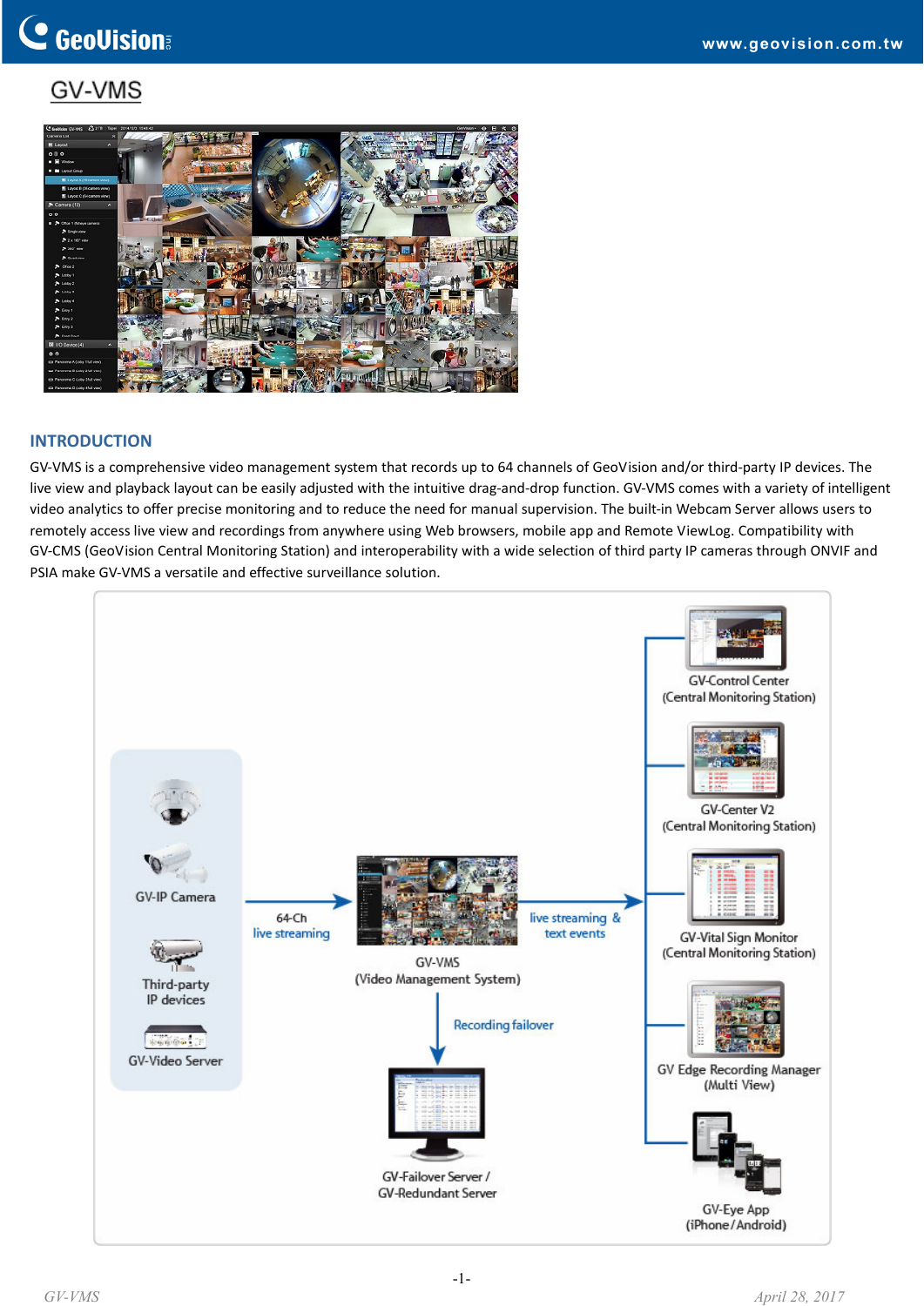# GV-VMS

## INTRODUCTION

GV-VMS is a comprehensive video management system that records up to 64 channels of GeoVision and/or third-party IP devices. The live view and playback layout can be easily adjusted with the intuitive drag-and-drop function. GV-VMS comes with a variety of intelligent video analytics to offer precise monitoring and to reduce the need for manual supervision. The built-in Webcam Server allows users to remotely access live view and recordings from anywhere using Web browsers, mobile app and Remote ViewLog. Compatibility with GV-CMS (GeoVision Central Monitoring Station) and interoperability with a wide selection of third party IP cameras through ONVIF and PSIA make GV-VMS a versatile and effective surveillance solution.

GV-IP Camera

Third-party IP devices

GV-Video Server

64-Ch live streaming

GV-VMS (Video Management System)

live streaming & text events

Recording failover

GV-Failover Server / GV-Redundant Server

GV-Control Center (Central Monitoring Station)

GV-Center V2 (Central Monitoring Station)

GV-Vital Sign Monitor (Central Monitoring Station)

GV Edge Recording Manager (Multi View)

GV-Eye App (iPhone/Android)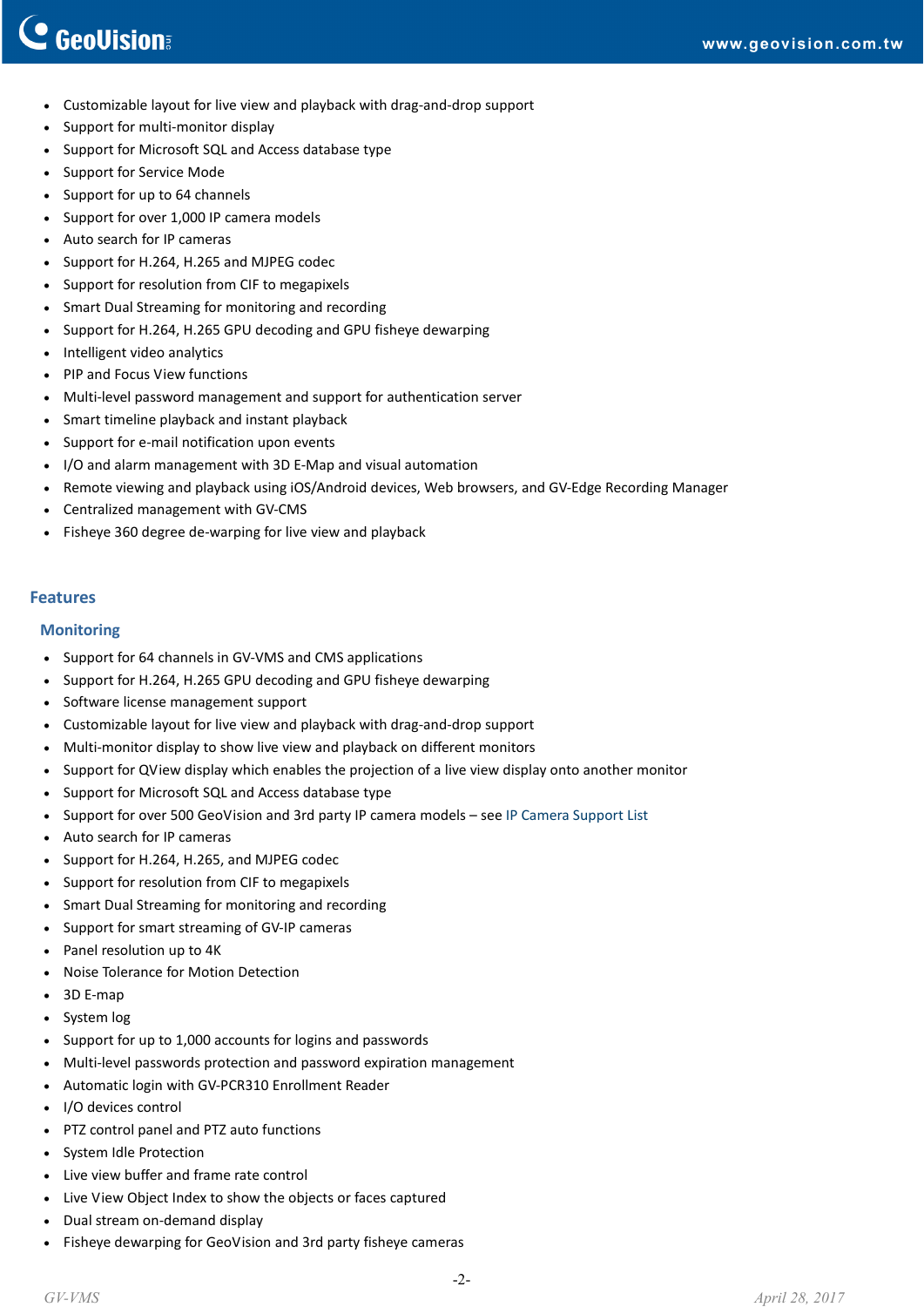- Customizable layout for live view and playback with drag-and-drop support
- Support for multi-monitor display
- Support for Microsoft SQL and Access database type
- Support for Service Mode
- Support for up to 64 channels
- Support for over 1,000 IP camera models
- Auto search for IP cameras
- Support for H.264, H.265 and MJPEG codec
- Support for resolution from CIF to megapixels
- Smart Dual Streaming for monitoring and recording
- Support for H.264, H.265 GPU decoding and GPU fisheye dewarping
- Intelligent video analytics
- PIP and Focus View functions
- Multi-level password management and support for authentication server
- Smart timeline playback and instant playback
- Support for e-mail notification upon events
- I/O and alarm management with 3D E-Map and visual automation
- Remote viewing and playback using iOS/Android devices, Web browsers, and GV-Edge Recording Manager
- Centralized management with GV-CMS
- Fisheye 360 degree de-warping for live view and playback

## Features

### Monitoring

- Support for 64 channels in GV-VMS and CMS applications
- Support for H.264, H.265 GPU decoding and GPU fisheye dewarping
- Software license management support
- Customizable layout for live view and playback with drag-and-drop support
- Multi-monitor display to show live view and playback on different monitors
- Support for QView display which enables the projection of a live view display onto another monitor
- Support for Microsoft SQL and Access database type
- Support for over 500 GeoVision and 3rd party IP camera models – see IP Camera Support List
- Auto search for IP cameras
- Support for H.264, H.265, and MJPEG codec
- Support for resolution from CIF to megapixels
- Smart Dual Streaming for monitoring and recording
- Support for smart streaming of GV-IP cameras
- Panel resolution up to 4K
- Noise Tolerance for Motion Detection
- 3D E-map
- System log
- Support for up to 1,000 accounts for logins and passwords
- Multi-level passwords protection and password expiration management
- Automatic login with GV-PCR310 Enrollment Reader
- I/O devices control
- PTZ control panel and PTZ auto functions
- System Idle Protection
- Live view buffer and frame rate control
- Live View Object Index to show the objects or faces captured
- Dual stream on-demand display
- Fisheye dewarping for GeoVision and 3rd party fisheye cameras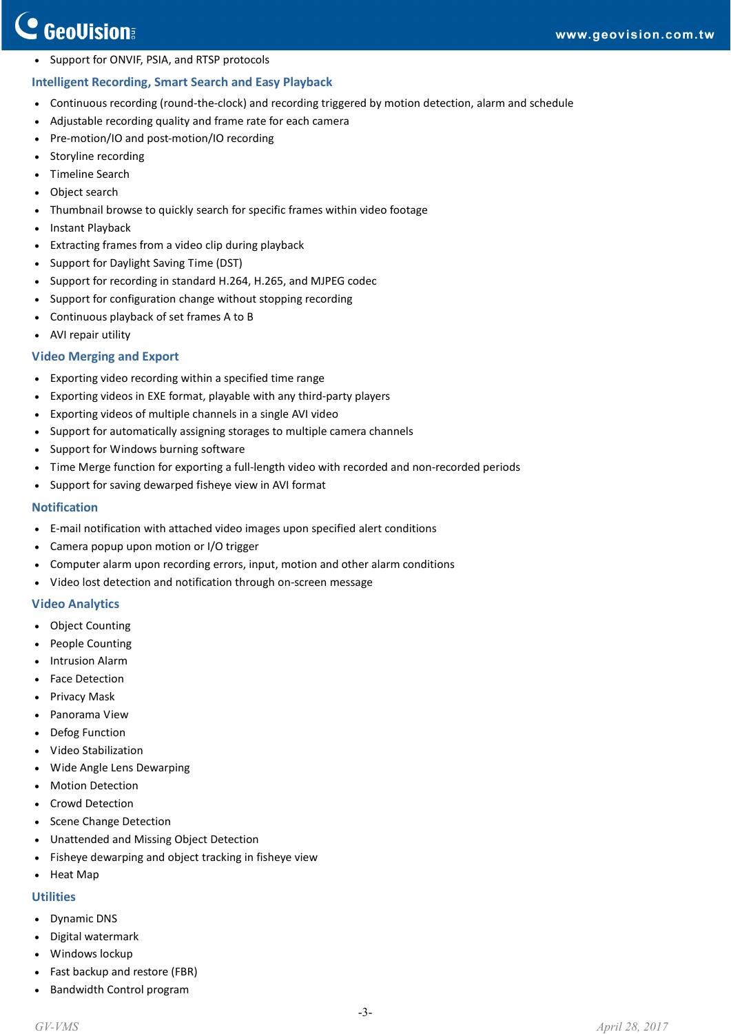- Support for ONVIF, PSIA, and RTSP protocols

## Intelligent Recording, Smart Search and Easy Playback

- Continuous recording (round-the-clock) and recording triggered by motion detection, alarm and schedule
- Adjustable recording quality and frame rate for each camera
- Pre-motion/IO and post-motion/IO recording
- Storyline recording
- Timeline Search
- Object search
- Thumbnail browse to quickly search for specific frames within video footage
- Instant Playback
- Extracting frames from a video clip during playback
- Support for Daylight Saving Time (DST)
- Support for recording in standard H.264, H.265, and MJPEG codec
- Support for configuration change without stopping recording
- Continuous playback of set frames A to B
- AVI repair utility

## Video Merging and Export

- Exporting video recording within a specified time range
- Exporting videos in EXE format, playable with any third-party players
- Exporting videos of multiple channels in a single AVI video
- Support for automatically assigning storages to multiple camera channels
- Support for Windows burning software
- Time Merge function for exporting a full-length video with recorded and non-recorded periods
- Support for saving dewarped fisheye view in AVI format

## Notification

- E-mail notification with attached video images upon specified alert conditions
- Camera popup upon motion or I/O trigger
- Computer alarm upon recording errors, input, motion and other alarm conditions
- Video lost detection and notification through on-screen message

## Video Analytics

- Object Counting
- People Counting
- Intrusion Alarm
- Face Detection
- Privacy Mask
- Panorama View
- Defog Function
- Video Stabilization
- Wide Angle Lens Dewarping
- Motion Detection
- Crowd Detection
- Scene Change Detection
- Unattended and Missing Object Detection
- Fisheye dewarping and object tracking in fisheye view
- Heat Map

## Utilities

- Dynamic DNS
- Digital watermark
- Windows lockup
- Fast backup and restore (FBR)
- Bandwidth Control program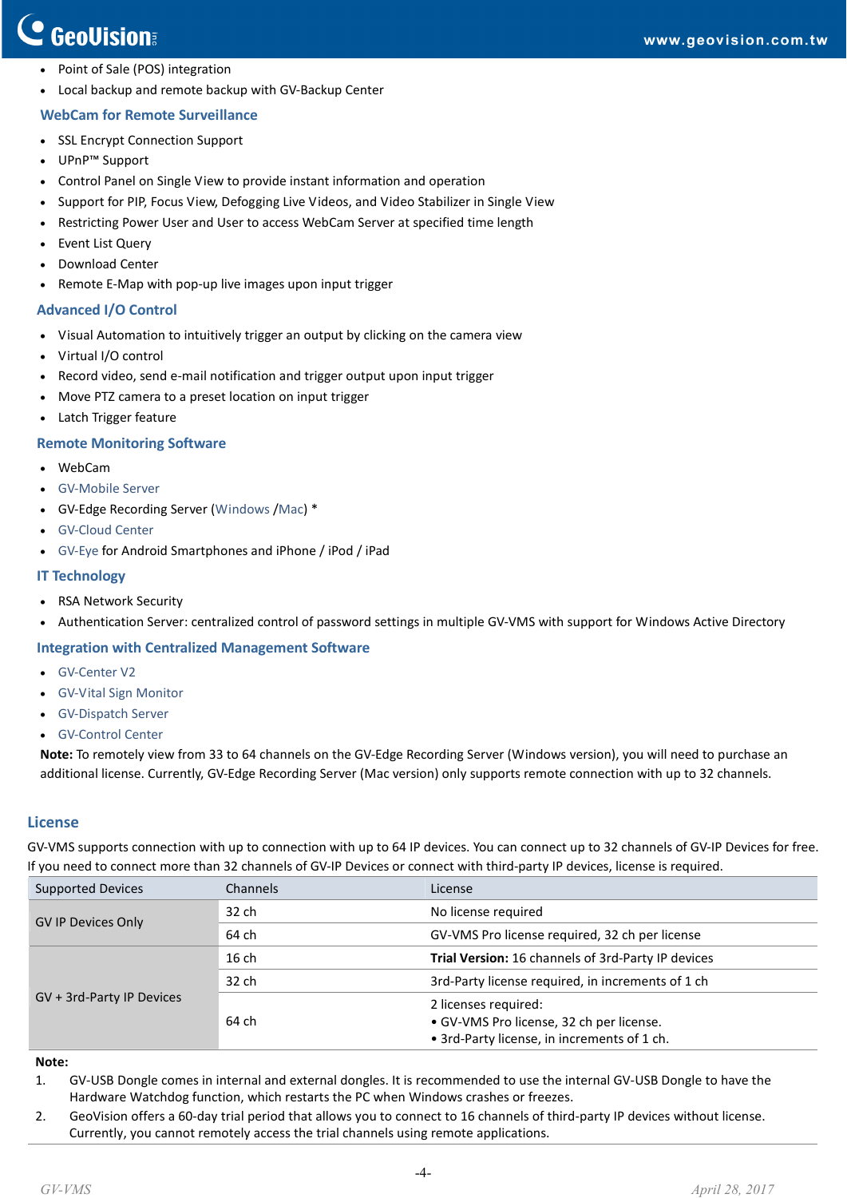- Point of Sale (POS) integration
- Local backup and remote backup with GV-Backup Center

### WebCam for Remote Surveillance

- SSL Encrypt Connection Support
- UPnP™ Support
- Control Panel on Single View to provide instant information and operation
- Support for PIP, Focus View, Defogging Live Videos, and Video Stabilizer in Single View
- Restricting Power User and User to access WebCam Server at specified time length
- Event List Query
- Download Center
- Remote E-Map with pop-up live images upon input trigger

### Advanced I/O Control

- Visual Automation to intuitively trigger an output by clicking on the camera view
- Virtual I/O control
- Record video, send e-mail notification and trigger output upon input trigger
- Move PTZ camera to a preset location on input trigger
- Latch Trigger feature

### Remote Monitoring Software

- WebCam
- GV-Mobile Server
- GV-Edge Recording Server (Windows /Mac) *
- GV-Cloud Center
- GV-Eye for Android Smartphones and iPhone / iPod / iPad

### IT Technology

- RSA Network Security
- Authentication Server: centralized control of password settings in multiple GV-VMS with support for Windows Active Directory

### Integration with Centralized Management Software

- GV-Center V2
- GV-Vital Sign Monitor
- GV-Dispatch Server
- GV-Control Center

**Note:** To remotely view from 33 to 64 channels on the GV-Edge Recording Server (Windows version), you will need to purchase an additional license. Currently, GV-Edge Recording Server (Mac version) only supports remote connection with up to 32 channels.

## License

GV-VMS supports connection with up to connection with up to 64 IP devices. You can connect up to 32 channels of GV-IP Devices for free. If you need to connect more than 32 channels of GV-IP Devices or connect with third-party IP devices, license is required.

| Supported Devices | Channels | License |
|---|---|---|
| GV IP Devices Only | 32 ch | No license required |
| | 64 ch | GV-VMS Pro license required, 32 ch per license |
| GV + 3rd-Party IP Devices | 16 ch | **Trial Version:** 16 channels of 3rd-Party IP devices |
| | 32 ch | 3rd-Party license required, in increments of 1 ch |
| | 64 ch | 2 licenses required:<br>• GV-VMS Pro license, 32 ch per license.<br>• 3rd-Party license, in increments of 1 ch. |

**Note:**

1. GV-USB Dongle comes in internal and external dongles. It is recommended to use the internal GV-USB Dongle to have the Hardware Watchdog function, which restarts the PC when Windows crashes or freezes.
2. GeoVision offers a 60-day trial period that allows you to connect to 16 channels of third-party IP devices without license. Currently, you cannot remotely access the trial channels using remote applications.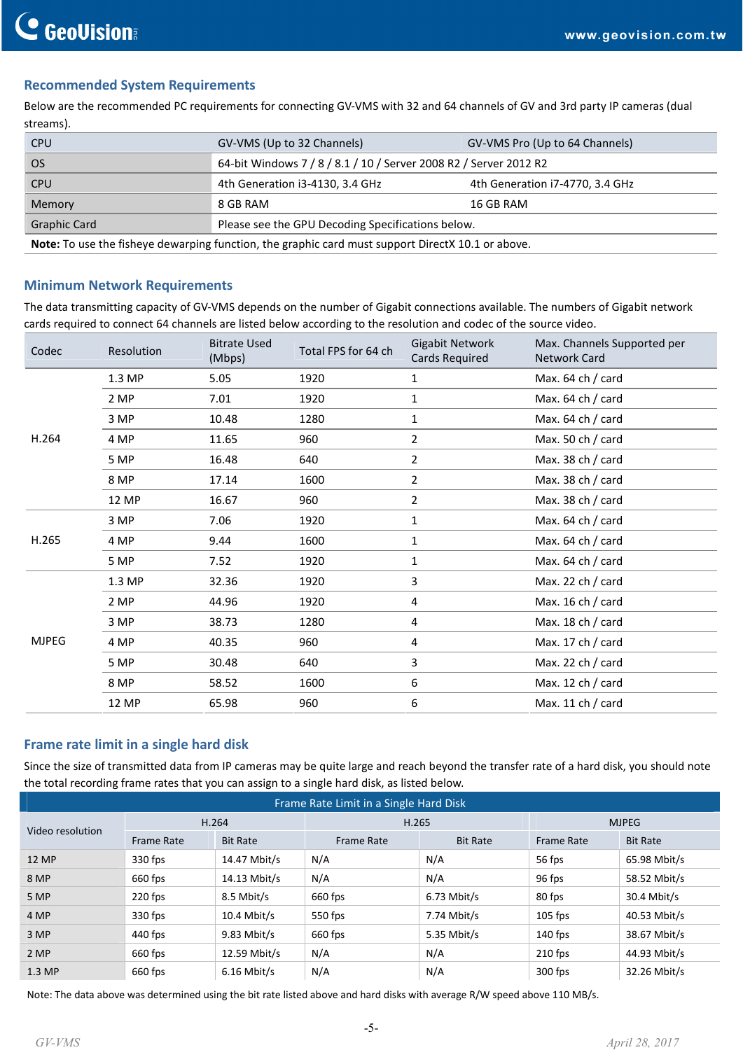## Recommended System Requirements

Below are the recommended PC requirements for connecting GV-VMS with 32 and 64 channels of GV and 3rd party IP cameras (dual streams).

| CPU | GV-VMS (Up to 32 Channels) | GV-VMS Pro (Up to 64 Channels) |
|---|---|---|
| OS | 64-bit Windows 7 / 8 / 8.1 / 10 / Server 2008 R2 / Server 2012 R2 | |
| CPU | 4th Generation i3-4130, 3.4 GHz | 4th Generation i7-4770, 3.4 GHz |
| Memory | 8 GB RAM | 16 GB RAM |
| Graphic Card | Please see the GPU Decoding Specifications below. | |

**Note:** To use the fisheye dewarping function, the graphic card must support DirectX 10.1 or above.

## Minimum Network Requirements

The data transmitting capacity of GV-VMS depends on the number of Gigabit connections available. The numbers of Gigabit network cards required to connect 64 channels are listed below according to the resolution and codec of the source video.

| Codec | Resolution | Bitrate Used (Mbps) | Total FPS for 64 ch | Gigabit Network Cards Required | Max. Channels Supported per Network Card |
|---|---|---|---|---|---|
| H.264 | 1.3 MP | 5.05 | 1920 | 1 | Max. 64 ch / card |
| | 2 MP | 7.01 | 1920 | 1 | Max. 64 ch / card |
| | 3 MP | 10.48 | 1280 | 1 | Max. 64 ch / card |
| | 4 MP | 11.65 | 960 | 2 | Max. 50 ch / card |
| | 5 MP | 16.48 | 640 | 2 | Max. 38 ch / card |
| | 8 MP | 17.14 | 1600 | 2 | Max. 38 ch / card |
| | 12 MP | 16.67 | 960 | 2 | Max. 38 ch / card |
| H.265 | 3 MP | 7.06 | 1920 | 1 | Max. 64 ch / card |
| | 4 MP | 9.44 | 1600 | 1 | Max. 64 ch / card |
| | 5 MP | 7.52 | 1920 | 1 | Max. 64 ch / card |
| MJPEG | 1.3 MP | 32.36 | 1920 | 3 | Max. 22 ch / card |
| | 2 MP | 44.96 | 1920 | 4 | Max. 16 ch / card |
| | 3 MP | 38.73 | 1280 | 4 | Max. 18 ch / card |
| | 4 MP | 40.35 | 960 | 4 | Max. 17 ch / card |
| | 5 MP | 30.48 | 640 | 3 | Max. 22 ch / card |
| | 8 MP | 58.52 | 1600 | 6 | Max. 12 ch / card |
| | 12 MP | 65.98 | 960 | 6 | Max. 11 ch / card |

## Frame rate limit in a single hard disk

Since the size of transmitted data from IP cameras may be quite large and reach beyond the transfer rate of a hard disk, you should note the total recording frame rates that you can assign to a single hard disk, as listed below.

| Frame Rate Limit in a Single Hard Disk | | | | | | |
|---|---|---|---|---|---|---|
| Video resolution | H.264 | | H.265 | | MJPEG | |
| | Frame Rate | Bit Rate | Frame Rate | Bit Rate | Frame Rate | Bit Rate |
| 12 MP | 330 fps | 14.47 Mbit/s | N/A | N/A | 56 fps | 65.98 Mbit/s |
| 8 MP | 660 fps | 14.13 Mbit/s | N/A | N/A | 96 fps | 58.52 Mbit/s |
| 5 MP | 220 fps | 8.5 Mbit/s | 660 fps | 6.73 Mbit/s | 80 fps | 30.4 Mbit/s |
| 4 MP | 330 fps | 10.4 Mbit/s | 550 fps | 7.74 Mbit/s | 105 fps | 40.53 Mbit/s |
| 3 MP | 440 fps | 9.83 Mbit/s | 660 fps | 5.35 Mbit/s | 140 fps | 38.67 Mbit/s |
| 2 MP | 660 fps | 12.59 Mbit/s | N/A | N/A | 210 fps | 44.93 Mbit/s |
| 1.3 MP | 660 fps | 6.16 Mbit/s | N/A | N/A | 300 fps | 32.26 Mbit/s |

Note: The data above was determined using the bit rate listed above and hard disks with average R/W speed above 110 MB/s.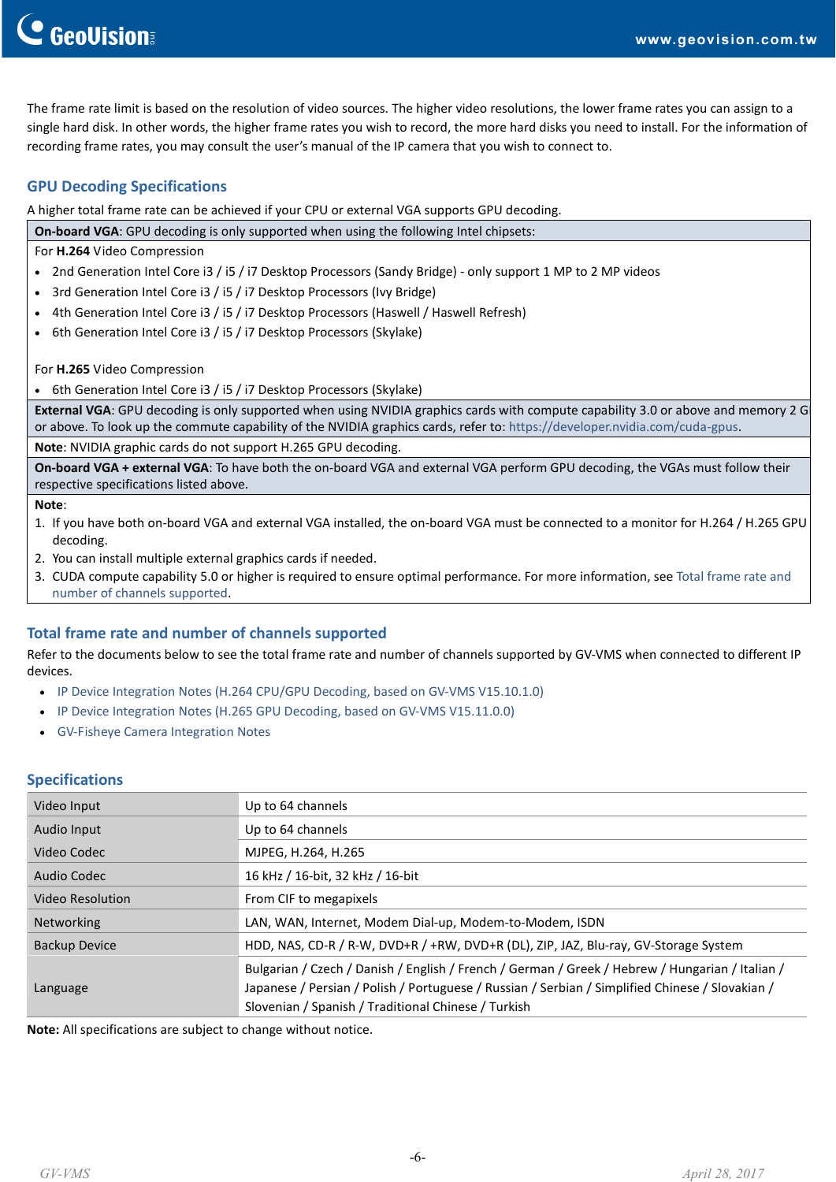The frame rate limit is based on the resolution of video sources. The higher video resolutions, the lower frame rates you can assign to a single hard disk. In other words, the higher frame rates you wish to record, the more hard disks you need to install. For the information of recording frame rates, you may consult the user's manual of the IP camera that you wish to connect to.

## GPU Decoding Specifications

A higher total frame rate can be achieved if your CPU or external VGA supports GPU decoding.

**On-board VGA**: GPU decoding is only supported when using the following Intel chipsets:

For **H.264** Video Compression

- 2nd Generation Intel Core i3 / i5 / i7 Desktop Processors (Sandy Bridge) - only support 1 MP to 2 MP videos
- 3rd Generation Intel Core i3 / i5 / i7 Desktop Processors (Ivy Bridge)
- 4th Generation Intel Core i3 / i5 / i7 Desktop Processors (Haswell / Haswell Refresh)
- 6th Generation Intel Core i3 / i5 / i7 Desktop Processors (Skylake)

For **H.265** Video Compression

- 6th Generation Intel Core i3 / i5 / i7 Desktop Processors (Skylake)

**External VGA**: GPU decoding is only supported when using NVIDIA graphics cards with compute capability 3.0 or above and memory 2 G or above. To look up the commute capability of the NVIDIA graphics cards, refer to: https://developer.nvidia.com/cuda-gpus.

**Note**: NVIDIA graphic cards do not support H.265 GPU decoding.

**On-board VGA + external VGA**: To have both the on-board VGA and external VGA perform GPU decoding, the VGAs must follow their respective specifications listed above.

**Note**:

1. If you have both on-board VGA and external VGA installed, the on-board VGA must be connected to a monitor for H.264 / H.265 GPU decoding.
2. You can install multiple external graphics cards if needed.
3. CUDA compute capability 5.0 or higher is required to ensure optimal performance. For more information, see Total frame rate and number of channels supported.

## Total frame rate and number of channels supported

Refer to the documents below to see the total frame rate and number of channels supported by GV-VMS when connected to different IP devices.

- IP Device Integration Notes (H.264 CPU/GPU Decoding, based on GV-VMS V15.10.1.0)
- IP Device Integration Notes (H.265 GPU Decoding, based on GV-VMS V15.11.0.0)
- GV-Fisheye Camera Integration Notes

## Specifications

| | |
|---|---|
| Video Input | Up to 64 channels |
| Audio Input | Up to 64 channels |
| Video Codec | MJPEG, H.264, H.265 |
| Audio Codec | 16 kHz / 16-bit, 32 kHz / 16-bit |
| Video Resolution | From CIF to megapixels |
| Networking | LAN, WAN, Internet, Modem Dial-up, Modem-to-Modem, ISDN |
| Backup Device | HDD, NAS, CD-R / R-W, DVD+R / +RW, DVD+R (DL), ZIP, JAZ, Blu-ray, GV-Storage System |
| Language | Bulgarian / Czech / Danish / English / French / German / Greek / Hebrew / Hungarian / Italian / Japanese / Persian / Polish / Portuguese / Russian / Serbian / Simplified Chinese / Slovakian / Slovenian / Spanish / Traditional Chinese / Turkish |

**Note:** All specifications are subject to change without notice.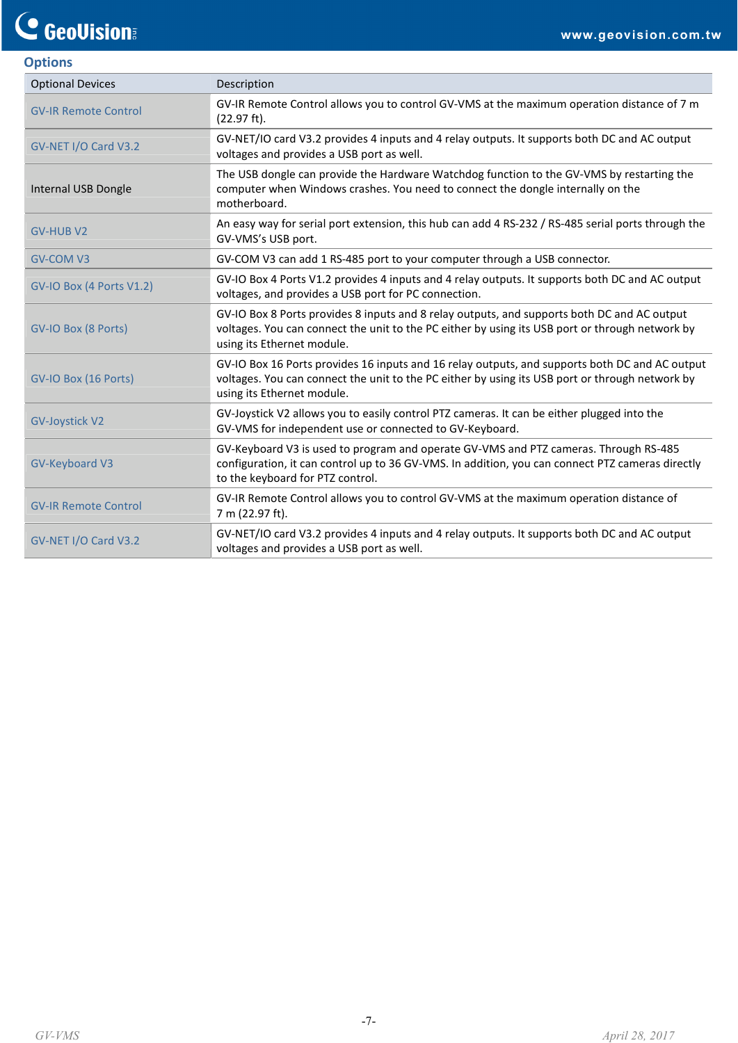## Options

| Optional Devices | Description |
| --- | --- |
| GV-IR Remote Control | GV-IR Remote Control allows you to control GV-VMS at the maximum operation distance of 7 m (22.97 ft). |
| GV-NET I/O Card V3.2 | GV-NET/IO card V3.2 provides 4 inputs and 4 relay outputs. It supports both DC and AC output voltages and provides a USB port as well. |
| Internal USB Dongle | The USB dongle can provide the Hardware Watchdog function to the GV-VMS by restarting the computer when Windows crashes. You need to connect the dongle internally on the motherboard. |
| GV-HUB V2 | An easy way for serial port extension, this hub can add 4 RS-232 / RS-485 serial ports through the GV-VMS's USB port. |
| GV-COM V3 | GV-COM V3 can add 1 RS-485 port to your computer through a USB connector. |
| GV-IO Box (4 Ports V1.2) | GV-IO Box 4 Ports V1.2 provides 4 inputs and 4 relay outputs. It supports both DC and AC output voltages, and provides a USB port for PC connection. |
| GV-IO Box (8 Ports) | GV-IO Box 8 Ports provides 8 inputs and 8 relay outputs, and supports both DC and AC output voltages. You can connect the unit to the PC either by using its USB port or through network by using its Ethernet module. |
| GV-IO Box (16 Ports) | GV-IO Box 16 Ports provides 16 inputs and 16 relay outputs, and supports both DC and AC output voltages. You can connect the unit to the PC either by using its USB port or through network by using its Ethernet module. |
| GV-Joystick V2 | GV-Joystick V2 allows you to easily control PTZ cameras. It can be either plugged into the GV-VMS for independent use or connected to GV-Keyboard. |
| GV-Keyboard V3 | GV-Keyboard V3 is used to program and operate GV-VMS and PTZ cameras. Through RS-485 configuration, it can control up to 36 GV-VMS. In addition, you can connect PTZ cameras directly to the keyboard for PTZ control. |
| GV-IR Remote Control | GV-IR Remote Control allows you to control GV-VMS at the maximum operation distance of 7 m (22.97 ft). |
| GV-NET I/O Card V3.2 | GV-NET/IO card V3.2 provides 4 inputs and 4 relay outputs. It supports both DC and AC output voltages and provides a USB port as well. |